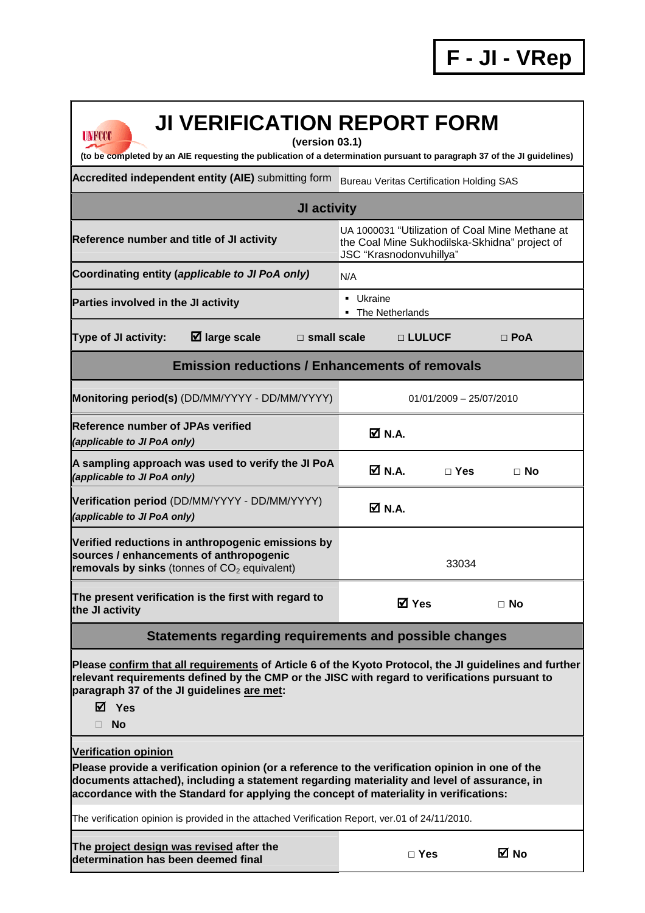**F - JI - VRep**

# JI VERIFICATION REPORT FORM

**(version 03.1)**

**(to be completed by an AIE requesting the publication of a determination pursuant to paragraph 37 of the JI guidelines)**

| **Accredited independent entity (AIE)** submitting form | Bureau Veritas Certification Holding SAS | | |
|---|---|---|---|
| **JI activity** | | | |
| **Reference number and title of JI activity** | UA 1000031 "Utilization of Coal Mine Methane at the Coal Mine Sukhodilska-Skhidna" project of JSC "Krasnodonvuhillya" | | |
| **Coordinating entity (*applicable to JI PoA only*)** | N/A | | |
| **Parties involved in the JI activity** | ▪ Ukraine<br>▪ The Netherlands | | |
| **Type of JI activity:** ☑ **large scale** | □ **small scale** | □ **LULUCF** | □ **PoA** |
| **Emission reductions / Enhancements of removals** | | | |
| **Monitoring period(s)** (DD/MM/YYYY - DD/MM/YYYY) | 01/01/2009 – 25/07/2010 | | |
| **Reference number of JPAs verified** *(applicable to JI PoA only)* | ☑ **N.A.** | | |
| **A sampling approach was used to verify the JI PoA** *(applicable to JI PoA only)* | ☑ **N.A.** | □ **Yes** | □ **No** |
| **Verification period** (DD/MM/YYYY - DD/MM/YYYY) *(applicable to JI PoA only)* | ☑ **N.A.** | | |
| **Verified reductions in anthropogenic emissions by sources / enhancements of anthropogenic removals by sinks** (tonnes of $CO_2$ equivalent) | 33034 | | |
| **The present verification is the first with regard to the JI activity** | ☑ **Yes** | □ **No** | |

## Statements regarding requirements and possible changes

**Please confirm that all requirements of Article 6 of the Kyoto Protocol, the JI guidelines and further relevant requirements defined by the CMP or the JISC with regard to verifications pursuant to paragraph 37 of the JI guidelines are met:**

☑ **Yes**

□ **No**

**Verification opinion**

**Please provide a verification opinion (or a reference to the verification opinion in one of the documents attached), including a statement regarding materiality and level of assurance, in accordance with the Standard for applying the concept of materiality in verifications:**

The verification opinion is provided in the attached Verification Report, ver.01 of 24/11/2010.

| **The project design was revised after the determination has been deemed final** | □ **Yes** | ☑ **No** |
|---|---|---|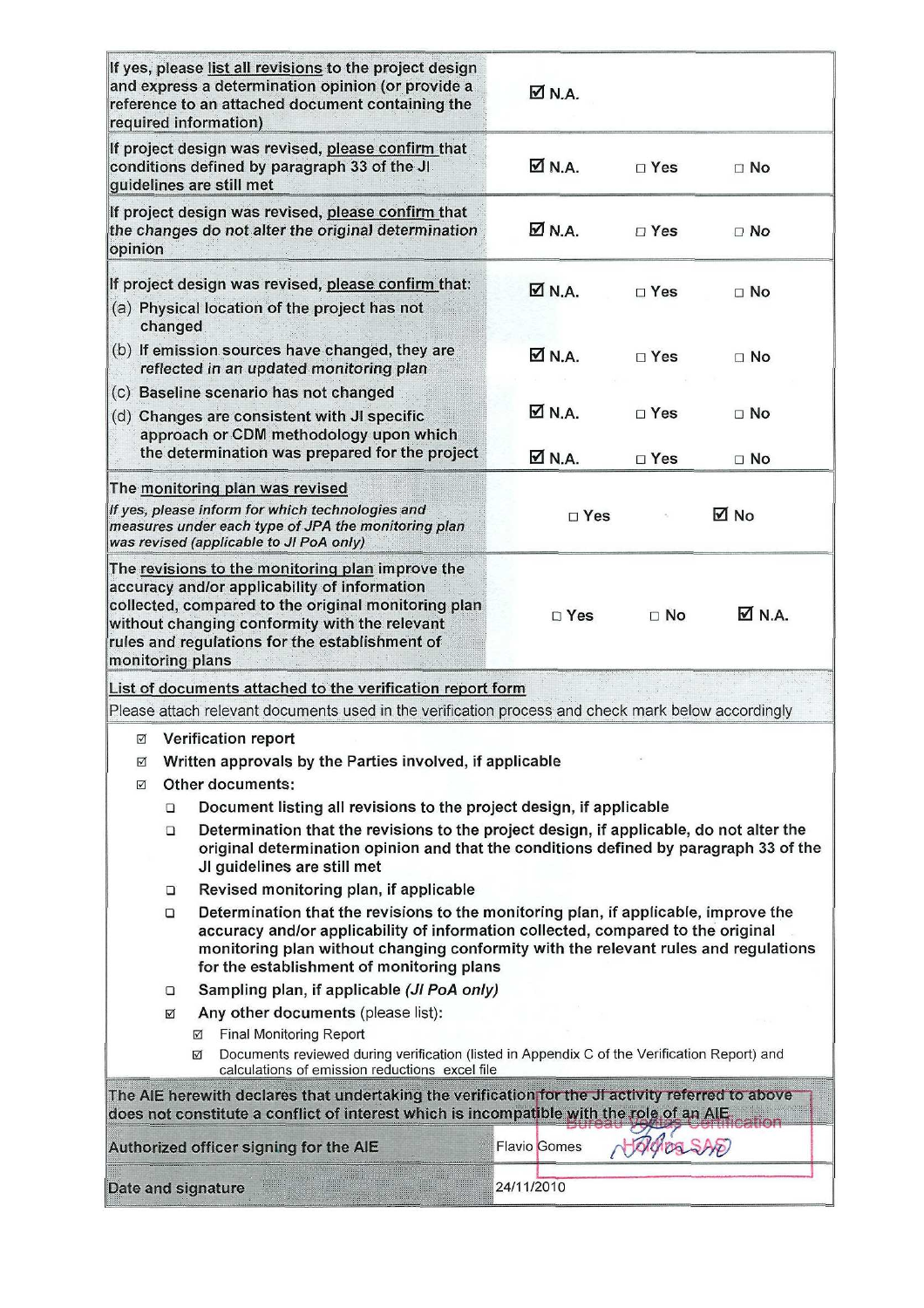| | | | |
|---|---|---|---|
| If yes, please list all revisions to the project design and express a determination opinion (or provide a reference to an attached document containing the required information) | ☑ N.A. | | |
| If project design was revised, please confirm that conditions defined by paragraph 33 of the JI guidelines are still met | ☑ N.A. | □ Yes | □ No |
| If project design was revised, please confirm that *the changes do not alter the original determination opinion* | ☑ N.A. | □ Yes | □ No |
| If project design was revised, please confirm that:<br>(a) Physical location of the project has not changed<br>(b) If emission sources have changed, they are *reflected in an updated monitoring plan*<br>(c) Baseline scenario has not changed<br>(d) Changes are consistent with JI specific approach or CDM methodology upon which the determination was prepared for the project | (a) ☑ N.A.<br>(b) ☑ N.A.<br>(c) ☑ N.A.<br>(d) ☑ N.A. | □ Yes<br>□ Yes<br>□ Yes<br>□ Yes | □ No<br>□ No<br>□ No<br>□ No |
| The monitoring plan was revised<br>*If yes, please inform for which technologies and measures under each type of JPA the monitoring plan was revised (applicable to JI PoA only)* | □ Yes | | ☑ No |
| The revisions to the monitoring plan improve the accuracy and/or applicability of information collected, compared to the original monitoring plan without changing conformity with the relevant rules and regulations for the establishment of monitoring plans | □ Yes | □ No | ☑ N.A. |

**List of documents attached to the verification report form**

Please attach relevant documents used in the verification process and check mark below accordingly

- ☑ **Verification report**
- ☑ **Written approvals by the Parties involved, if applicable**
- ☑ **Other documents:**
  - ☐ **Document listing all revisions to the project design, if applicable**
  - ☐ **Determination that the revisions to the project design, if applicable, do not alter the original determination opinion and that the conditions defined by paragraph 33 of the JI guidelines are still met**
  - ☐ **Revised monitoring plan, if applicable**
  - ☐ **Determination that the revisions to the monitoring plan, if applicable, improve the accuracy and/or applicability of information collected, compared to the original monitoring plan without changing conformity with the relevant rules and regulations for the establishment of monitoring plans**
  - ☐ **Sampling plan, if applicable *(JI PoA only)***
  - ☑ **Any other documents** (please list):
    - ☑ Final Monitoring Report
    - ☑ Documents reviewed during verification (listed in Appendix C of the Verification Report) and calculations of emission reductions excel file

| | |
|---|---|
| The AIE herewith declares that undertaking the verification for the JI activity referred to above does not constitute a conflict of interest which is incompatible with the role of an AIE | |
| Authorized officer signing for the AIE | Flavio Gomes |
| Date and signature | 24/11/2010 |

Bureau Veritas Certification Holding SAS